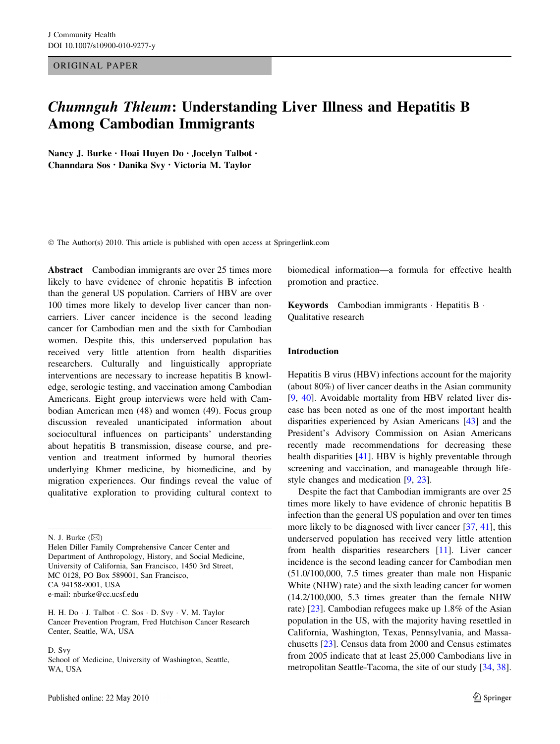ORIGINAL PAPER

# *Chumnguh Thleum*: Understanding Liver Illness and Hepatitis B Among Cambodian Immigrants

**Nancy J. Burke · Hoai Huyen Do · Jocelyn Talbot · Channdara Sos · Danika Svy · Victoria M. Taylor**

© The Author(s) 2010. This article is published with open access at Springerlink.com

**Abstract** Cambodian immigrants are over 25 times more likely to have evidence of chronic hepatitis B infection than the general US population. Carriers of HBV are over 100 times more likely to develop liver cancer than non-carriers. Liver cancer incidence is the second leading cancer for Cambodian men and the sixth for Cambodian women. Despite this, this underserved population has received very little attention from health disparities researchers. Culturally and linguistically appropriate interventions are necessary to increase hepatitis B knowledge, serologic testing, and vaccination among Cambodian Americans. Eight group interviews were held with Cambodian American men (48) and women (49). Focus group discussion revealed unanticipated information about sociocultural influences on participants' understanding about hepatitis B transmission, disease course, and prevention and treatment informed by humoral theories underlying Khmer medicine, by biomedicine, and by migration experiences. Our findings reveal the value of qualitative exploration to providing cultural context to biomedical information—a formula for effective health promotion and practice.

**Keywords** Cambodian immigrants · Hepatitis B · Qualitative research

N. J. Burke (✉)
Helen Diller Family Comprehensive Cancer Center and Department of Anthropology, History, and Social Medicine, University of California, San Francisco, 1450 3rd Street, MC 0128, PO Box 589001, San Francisco, CA 94158-9001, USA
e-mail: nburke@cc.ucsf.edu

H. H. Do · J. Talbot · C. Sos · D. Svy · V. M. Taylor
Cancer Prevention Program, Fred Hutchison Cancer Research Center, Seattle, WA, USA

D. Svy
School of Medicine, University of Washington, Seattle, WA, USA

## Introduction

Hepatitis B virus (HBV) infections account for the majority (about 80%) of liver cancer deaths in the Asian community [9, 40]. Avoidable mortality from HBV related liver disease has been noted as one of the most important health disparities experienced by Asian Americans [43] and the President's Advisory Commission on Asian Americans recently made recommendations for decreasing these health disparities [41]. HBV is highly preventable through screening and vaccination, and manageable through lifestyle changes and medication [9, 23].

Despite the fact that Cambodian immigrants are over 25 times more likely to have evidence of chronic hepatitis B infection than the general US population and over ten times more likely to be diagnosed with liver cancer [37, 41], this underserved population has received very little attention from health disparities researchers [11]. Liver cancer incidence is the second leading cancer for Cambodian men (51.0/100,000, 7.5 times greater than male non Hispanic White (NHW) rate) and the sixth leading cancer for women (14.2/100,000, 5.3 times greater than the female NHW rate) [23]. Cambodian refugees make up 1.8% of the Asian population in the US, with the majority having resettled in California, Washington, Texas, Pennsylvania, and Massachusetts [23]. Census data from 2000 and Census estimates from 2005 indicate that at least 25,000 Cambodians live in metropolitan Seattle-Tacoma, the site of our study [34, 38].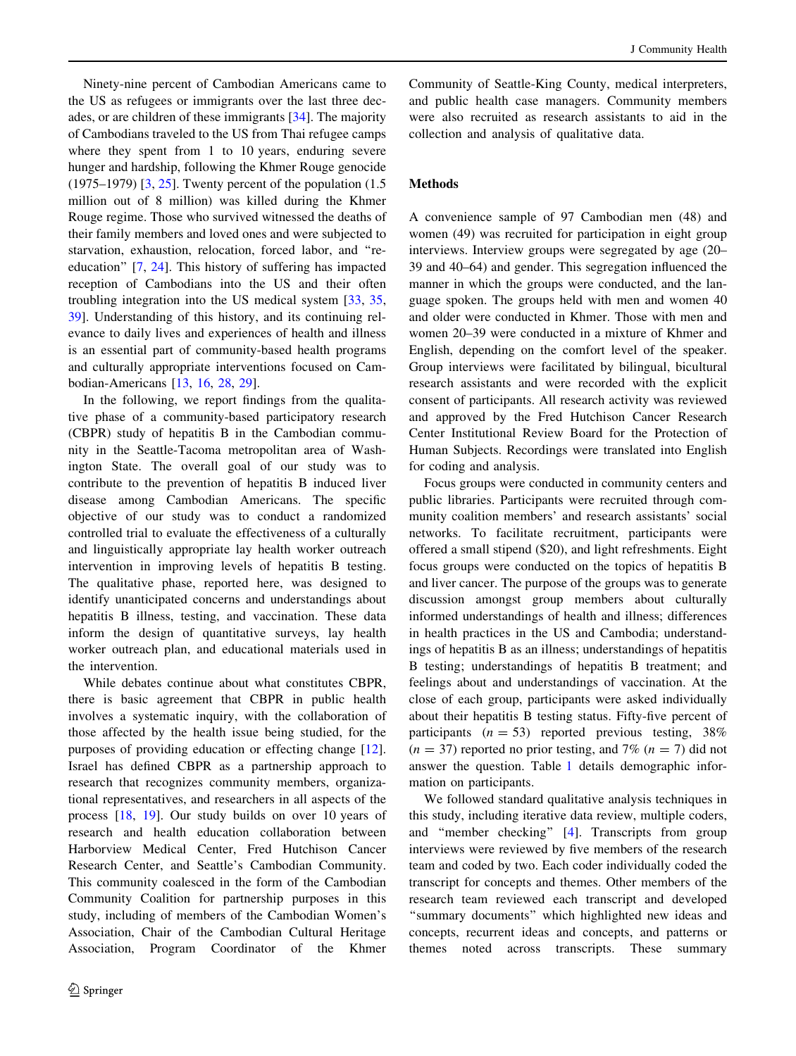Ninety-nine percent of Cambodian Americans came to the US as refugees or immigrants over the last three decades, or are children of these immigrants [34]. The majority of Cambodians traveled to the US from Thai refugee camps where they spent from 1 to 10 years, enduring severe hunger and hardship, following the Khmer Rouge genocide (1975–1979) [3, 25]. Twenty percent of the population (1.5 million out of 8 million) was killed during the Khmer Rouge regime. Those who survived witnessed the deaths of their family members and loved ones and were subjected to starvation, exhaustion, relocation, forced labor, and "re-education" [7, 24]. This history of suffering has impacted reception of Cambodians into the US and their often troubling integration into the US medical system [33, 35, 39]. Understanding of this history, and its continuing relevance to daily lives and experiences of health and illness is an essential part of community-based health programs and culturally appropriate interventions focused on Cambodian-Americans [13, 16, 28, 29].

In the following, we report findings from the qualitative phase of a community-based participatory research (CBPR) study of hepatitis B in the Cambodian community in the Seattle-Tacoma metropolitan area of Washington State. The overall goal of our study was to contribute to the prevention of hepatitis B induced liver disease among Cambodian Americans. The specific objective of our study was to conduct a randomized controlled trial to evaluate the effectiveness of a culturally and linguistically appropriate lay health worker outreach intervention in improving levels of hepatitis B testing. The qualitative phase, reported here, was designed to identify unanticipated concerns and understandings about hepatitis B illness, testing, and vaccination. These data inform the design of quantitative surveys, lay health worker outreach plan, and educational materials used in the intervention.

While debates continue about what constitutes CBPR, there is basic agreement that CBPR in public health involves a systematic inquiry, with the collaboration of those affected by the health issue being studied, for the purposes of providing education or effecting change [12]. Israel has defined CBPR as a partnership approach to research that recognizes community members, organizational representatives, and researchers in all aspects of the process [18, 19]. Our study builds on over 10 years of research and health education collaboration between Harborview Medical Center, Fred Hutchison Cancer Research Center, and Seattle's Cambodian Community. This community coalesced in the form of the Cambodian Community Coalition for partnership purposes in this study, including of members of the Cambodian Women's Association, Chair of the Cambodian Cultural Heritage Association, Program Coordinator of the Khmer Community of Seattle-King County, medical interpreters, and public health case managers. Community members were also recruited as research assistants to aid in the collection and analysis of qualitative data.

## Methods

A convenience sample of 97 Cambodian men (48) and women (49) was recruited for participation in eight group interviews. Interview groups were segregated by age (20–39 and 40–64) and gender. This segregation influenced the manner in which the groups were conducted, and the language spoken. The groups held with men and women 40 and older were conducted in Khmer. Those with men and women 20–39 were conducted in a mixture of Khmer and English, depending on the comfort level of the speaker. Group interviews were facilitated by bilingual, bicultural research assistants and were recorded with the explicit consent of participants. All research activity was reviewed and approved by the Fred Hutchison Cancer Research Center Institutional Review Board for the Protection of Human Subjects. Recordings were translated into English for coding and analysis.

Focus groups were conducted in community centers and public libraries. Participants were recruited through community coalition members' and research assistants' social networks. To facilitate recruitment, participants were offered a small stipend ($20), and light refreshments. Eight focus groups were conducted on the topics of hepatitis B and liver cancer. The purpose of the groups was to generate discussion amongst group members about culturally informed understandings of health and illness; differences in health practices in the US and Cambodia; understandings of hepatitis B as an illness; understandings of hepatitis B testing; understandings of hepatitis B treatment; and feelings about and understandings of vaccination. At the close of each group, participants were asked individually about their hepatitis B testing status. Fifty-five percent of participants ($n = 53$) reported previous testing, 38% ($n = 37$) reported no prior testing, and 7% ($n = 7$) did not answer the question. Table 1 details demographic information on participants.

We followed standard qualitative analysis techniques in this study, including iterative data review, multiple coders, and "member checking" [4]. Transcripts from group interviews were reviewed by five members of the research team and coded by two. Each coder individually coded the transcript for concepts and themes. Other members of the research team reviewed each transcript and developed "summary documents" which highlighted new ideas and concepts, recurrent ideas and concepts, and patterns or themes noted across transcripts. These summary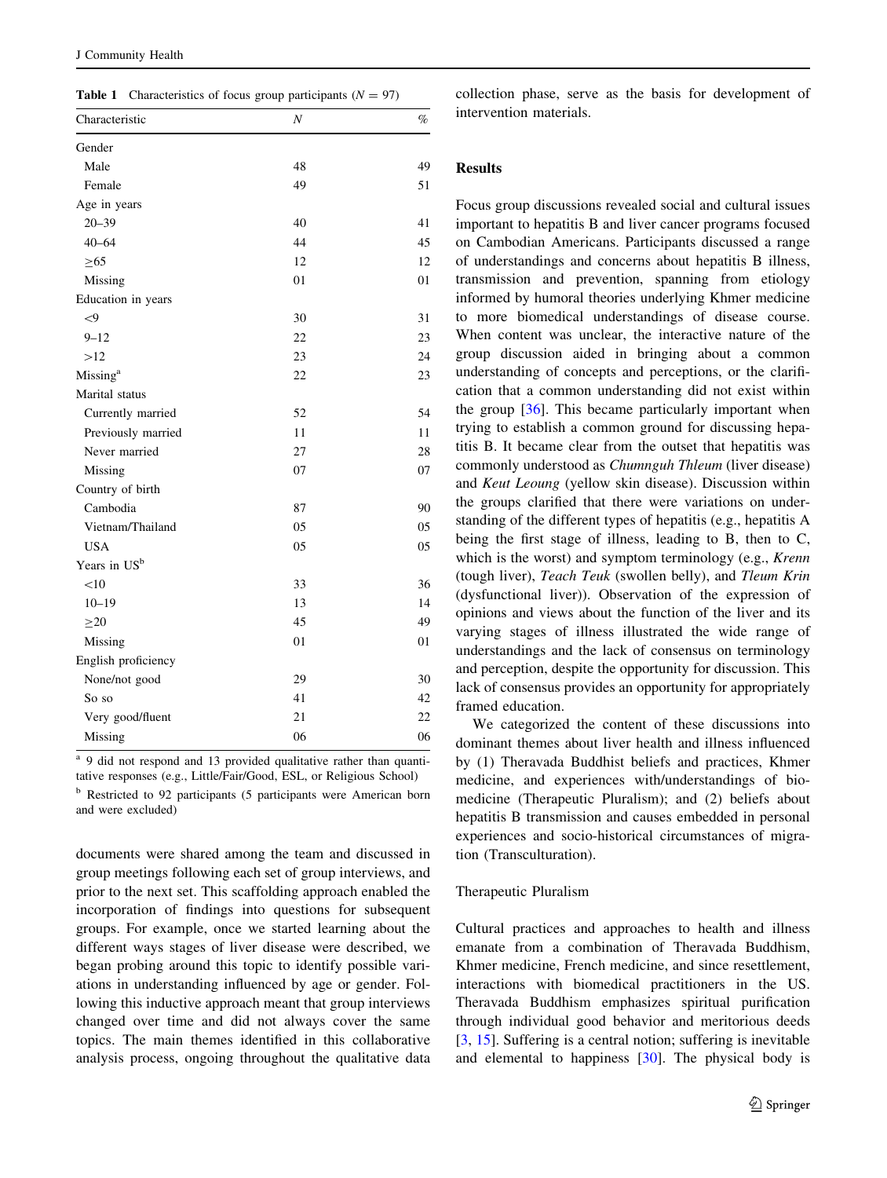**Table 1** Characteristics of focus group participants ($N = 97$)

| Characteristic | N | % |
|---|---|---|
| Gender | | |
| Male | 48 | 49 |
| Female | 49 | 51 |
| Age in years | | |
| 20–39 | 40 | 41 |
| 40–64 | 44 | 45 |
| ≥65 | 12 | 12 |
| Missing | 01 | 01 |
| Education in years | | |
| <9 | 30 | 31 |
| 9–12 | 22 | 23 |
| >12 | 23 | 24 |
| Missing[a] | 22 | 23 |
| Marital status | | |
| Currently married | 52 | 54 |
| Previously married | 11 | 11 |
| Never married | 27 | 28 |
| Missing | 07 | 07 |
| Country of birth | | |
| Cambodia | 87 | 90 |
| Vietnam/Thailand | 05 | 05 |
| USA | 05 | 05 |
| Years in US[b] | | |
| <10 | 33 | 36 |
| 10–19 | 13 | 14 |
| ≥20 | 45 | 49 |
| Missing | 01 | 01 |
| English proficiency | | |
| None/not good | 29 | 30 |
| So so | 41 | 42 |
| Very good/fluent | 21 | 22 |
| Missing | 06 | 06 |

[a] 9 did not respond and 13 provided qualitative rather than quantitative responses (e.g., Little/Fair/Good, ESL, or Religious School)

[b] Restricted to 92 participants (5 participants were American born and were excluded)

documents were shared among the team and discussed in group meetings following each set of group interviews, and prior to the next set. This scaffolding approach enabled the incorporation of findings into questions for subsequent groups. For example, once we started learning about the different ways stages of liver disease were described, we began probing around this topic to identify possible variations in understanding influenced by age or gender. Following this inductive approach meant that group interviews changed over time and did not always cover the same topics. The main themes identified in this collaborative analysis process, ongoing throughout the qualitative data collection phase, serve as the basis for development of intervention materials.

## Results

Focus group discussions revealed social and cultural issues important to hepatitis B and liver cancer programs focused on Cambodian Americans. Participants discussed a range of understandings and concerns about hepatitis B illness, transmission and prevention, spanning from etiology informed by humoral theories underlying Khmer medicine to more biomedical understandings of disease course. When content was unclear, the interactive nature of the group discussion aided in bringing about a common understanding of concepts and perceptions, or the clarification that a common understanding did not exist within the group [36]. This became particularly important when trying to establish a common ground for discussing hepatitis B. It became clear from the outset that hepatitis was commonly understood as *Chumnguh Thleum* (liver disease) and *Keut Leoung* (yellow skin disease). Discussion within the groups clarified that there were variations on understanding of the different types of hepatitis (e.g., hepatitis A being the first stage of illness, leading to B, then to C, which is the worst) and symptom terminology (e.g., *Krenn* (tough liver), *Teach Teuk* (swollen belly), and *Tleum Krin* (dysfunctional liver)). Observation of the expression of opinions and views about the function of the liver and its varying stages of illness illustrated the wide range of understandings and the lack of consensus on terminology and perception, despite the opportunity for discussion. This lack of consensus provides an opportunity for appropriately framed education.

We categorized the content of these discussions into dominant themes about liver health and illness influenced by (1) Theravada Buddhist beliefs and practices, Khmer medicine, and experiences with/understandings of biomedicine (Therapeutic Pluralism); and (2) beliefs about hepatitis B transmission and causes embedded in personal experiences and socio-historical circumstances of migration (Transculturation).

### Therapeutic Pluralism

Cultural practices and approaches to health and illness emanate from a combination of Theravada Buddhism, Khmer medicine, French medicine, and since resettlement, interactions with biomedical practitioners in the US. Theravada Buddhism emphasizes spiritual purification through individual good behavior and meritorious deeds [3, 15]. Suffering is a central notion; suffering is inevitable and elemental to happiness [30]. The physical body is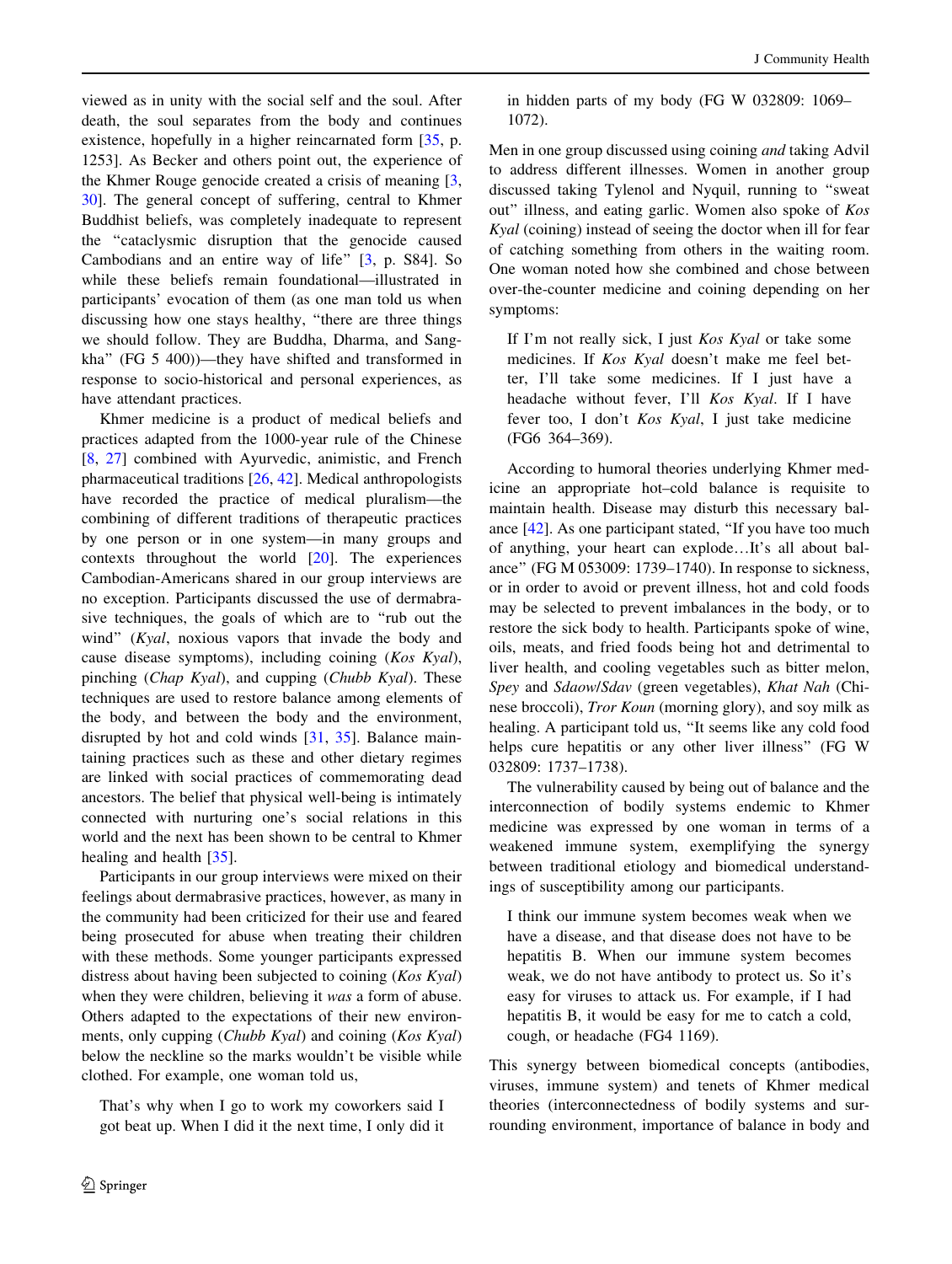viewed as in unity with the social self and the soul. After death, the soul separates from the body and continues existence, hopefully in a higher reincarnated form [35, p. 1253]. As Becker and others point out, the experience of the Khmer Rouge genocide created a crisis of meaning [3, 30]. The general concept of suffering, central to Khmer Buddhist beliefs, was completely inadequate to represent the "cataclysmic disruption that the genocide caused Cambodians and an entire way of life" [3, p. S84]. So while these beliefs remain foundational—illustrated in participants' evocation of them (as one man told us when discussing how one stays healthy, "there are three things we should follow. They are Buddha, Dharma, and Sangkha" (FG 5 400))—they have shifted and transformed in response to socio-historical and personal experiences, as have attendant practices.

Khmer medicine is a product of medical beliefs and practices adapted from the 1000-year rule of the Chinese [8, 27] combined with Ayurvedic, animistic, and French pharmaceutical traditions [26, 42]. Medical anthropologists have recorded the practice of medical pluralism—the combining of different traditions of therapeutic practices by one person or in one system—in many groups and contexts throughout the world [20]. The experiences Cambodian-Americans shared in our group interviews are no exception. Participants discussed the use of dermabrasive techniques, the goals of which are to "rub out the wind" (*Kyal*, noxious vapors that invade the body and cause disease symptoms), including coining (*Kos Kyal*), pinching (*Chap Kyal*), and cupping (*Chubb Kyal*). These techniques are used to restore balance among elements of the body, and between the body and the environment, disrupted by hot and cold winds [31, 35]. Balance maintaining practices such as these and other dietary regimes are linked with social practices of commemorating dead ancestors. The belief that physical well-being is intimately connected with nurturing one's social relations in this world and the next has been shown to be central to Khmer healing and health [35].

Participants in our group interviews were mixed on their feelings about dermabrasive practices, however, as many in the community had been criticized for their use and feared being prosecuted for abuse when treating their children with these methods. Some younger participants expressed distress about having been subjected to coining (*Kos Kyal*) when they were children, believing it *was* a form of abuse. Others adapted to the expectations of their new environments, only cupping (*Chubb Kyal*) and coining (*Kos Kyal*) below the neckline so the marks wouldn't be visible while clothed. For example, one woman told us,

> That's why when I go to work my coworkers said I got beat up. When I did it the next time, I only did it in hidden parts of my body (FG W 032809: 1069–1072).

Men in one group discussed using coining *and* taking Advil to address different illnesses. Women in another group discussed taking Tylenol and Nyquil, running to "sweat out" illness, and eating garlic. Women also spoke of *Kos Kyal* (coining) instead of seeing the doctor when ill for fear of catching something from others in the waiting room. One woman noted how she combined and chose between over-the-counter medicine and coining depending on her symptoms:

> If I'm not really sick, I just *Kos Kyal* or take some medicines. If *Kos Kyal* doesn't make me feel better, I'll take some medicines. If I just have a headache without fever, I'll *Kos Kyal*. If I have fever too, I don't *Kos Kyal*, I just take medicine (FG6 364–369).

According to humoral theories underlying Khmer medicine an appropriate hot–cold balance is requisite to maintain health. Disease may disturb this necessary balance [42]. As one participant stated, "If you have too much of anything, your heart can explode…It's all about balance" (FG M 053009: 1739–1740). In response to sickness, or in order to avoid or prevent illness, hot and cold foods may be selected to prevent imbalances in the body, or to restore the sick body to health. Participants spoke of wine, oils, meats, and fried foods being hot and detrimental to liver health, and cooling vegetables such as bitter melon, *Spey* and *Sdaow*/*Sdav* (green vegetables), *Khat Nah* (Chinese broccoli), *Tror Koun* (morning glory), and soy milk as healing. A participant told us, "It seems like any cold food helps cure hepatitis or any other liver illness" (FG W 032809: 1737–1738).

The vulnerability caused by being out of balance and the interconnection of bodily systems endemic to Khmer medicine was expressed by one woman in terms of a weakened immune system, exemplifying the synergy between traditional etiology and biomedical understandings of susceptibility among our participants.

> I think our immune system becomes weak when we have a disease, and that disease does not have to be hepatitis B. When our immune system becomes weak, we do not have antibody to protect us. So it's easy for viruses to attack us. For example, if I had hepatitis B, it would be easy for me to catch a cold, cough, or headache (FG4 1169).

This synergy between biomedical concepts (antibodies, viruses, immune system) and tenets of Khmer medical theories (interconnectedness of bodily systems and surrounding environment, importance of balance in body and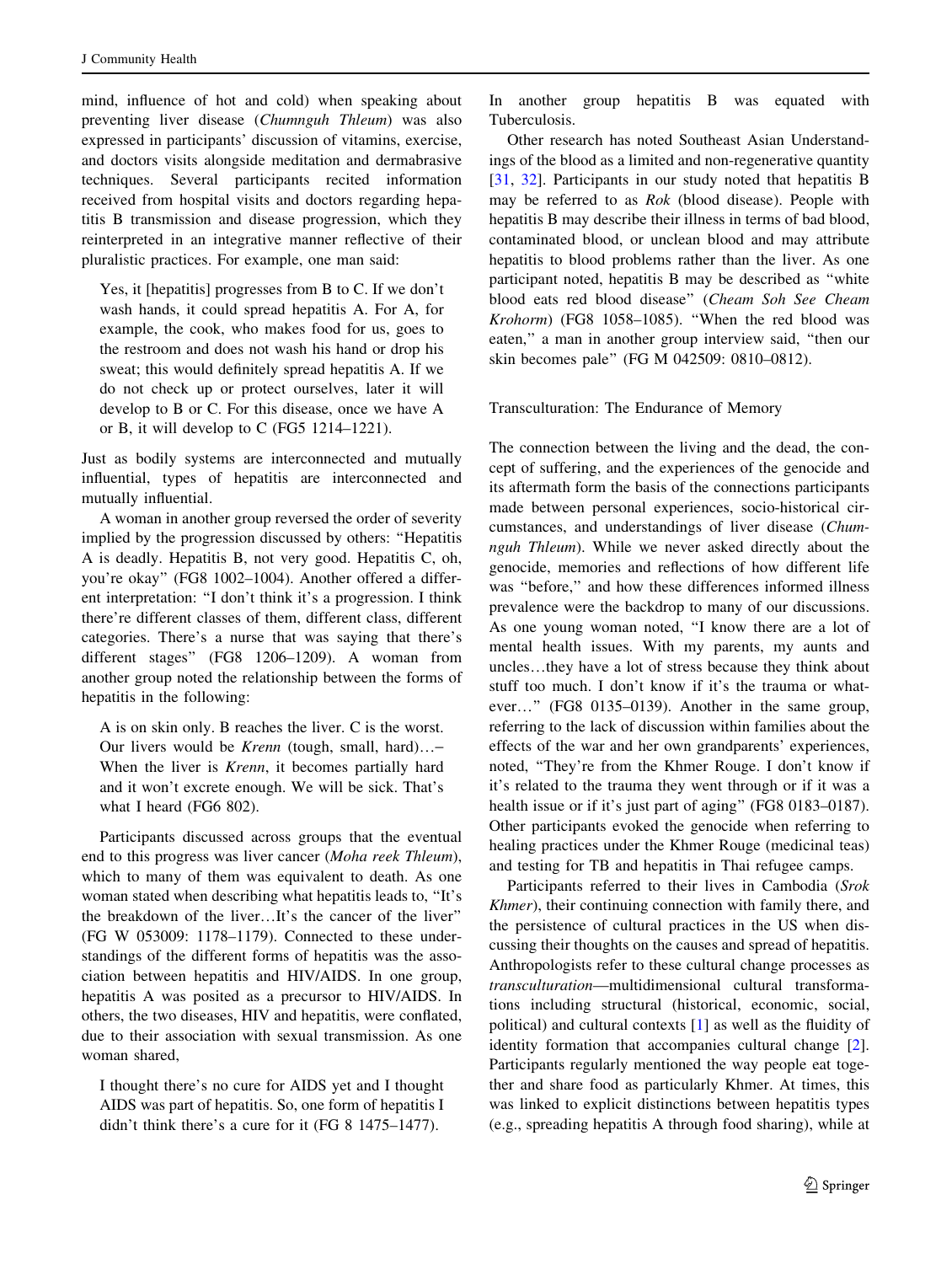mind, influence of hot and cold) when speaking about preventing liver disease (*Chumnguh Thleum*) was also expressed in participants' discussion of vitamins, exercise, and doctors visits alongside meditation and dermabrasive techniques. Several participants recited information received from hospital visits and doctors regarding hepatitis B transmission and disease progression, which they reinterpreted in an integrative manner reflective of their pluralistic practices. For example, one man said:

> Yes, it [hepatitis] progresses from B to C. If we don't wash hands, it could spread hepatitis A. For A, for example, the cook, who makes food for us, goes to the restroom and does not wash his hand or drop his sweat; this would definitely spread hepatitis A. If we do not check up or protect ourselves, later it will develop to B or C. For this disease, once we have A or B, it will develop to C (FG5 1214–1221).

Just as bodily systems are interconnected and mutually influential, types of hepatitis are interconnected and mutually influential.

A woman in another group reversed the order of severity implied by the progression discussed by others: "Hepatitis A is deadly. Hepatitis B, not very good. Hepatitis C, oh, you're okay" (FG8 1002–1004). Another offered a different interpretation: "I don't think it's a progression. I think there're different classes of them, different class, different categories. There's a nurse that was saying that there's different stages" (FG8 1206–1209). A woman from another group noted the relationship between the forms of hepatitis in the following:

> A is on skin only. B reaches the liver. C is the worst. Our livers would be *Krenn* (tough, small, hard)…– When the liver is *Krenn*, it becomes partially hard and it won't excrete enough. We will be sick. That's what I heard (FG6 802).

Participants discussed across groups that the eventual end to this progress was liver cancer (*Moha reek Thleum*), which to many of them was equivalent to death. As one woman stated when describing what hepatitis leads to, "It's the breakdown of the liver…It's the cancer of the liver" (FG W 053009: 1178–1179). Connected to these understandings of the different forms of hepatitis was the association between hepatitis and HIV/AIDS. In one group, hepatitis A was posited as a precursor to HIV/AIDS. In others, the two diseases, HIV and hepatitis, were conflated, due to their association with sexual transmission. As one woman shared,

> I thought there's no cure for AIDS yet and I thought AIDS was part of hepatitis. So, one form of hepatitis I didn't think there's a cure for it (FG 8 1475–1477).

In another group hepatitis B was equated with Tuberculosis.

Other research has noted Southeast Asian Understandings of the blood as a limited and non-regenerative quantity [31, 32]. Participants in our study noted that hepatitis B may be referred to as *Rok* (blood disease). People with hepatitis B may describe their illness in terms of bad blood, contaminated blood, or unclean blood and may attribute hepatitis to blood problems rather than the liver. As one participant noted, hepatitis B may be described as "white blood eats red blood disease" (*Cheam Soh See Cheam Krohorm*) (FG8 1058–1085). "When the red blood was eaten," a man in another group interview said, "then our skin becomes pale" (FG M 042509: 0810–0812).

### Transculturation: The Endurance of Memory

The connection between the living and the dead, the concept of suffering, and the experiences of the genocide and its aftermath form the basis of the connections participants made between personal experiences, socio-historical circumstances, and understandings of liver disease (*Chumnguh Thleum*). While we never asked directly about the genocide, memories and reflections of how different life was "before," and how these differences informed illness prevalence were the backdrop to many of our discussions. As one young woman noted, "I know there are a lot of mental health issues. With my parents, my aunts and uncles…they have a lot of stress because they think about stuff too much. I don't know if it's the trauma or whatever…" (FG8 0135–0139). Another in the same group, referring to the lack of discussion within families about the effects of the war and her own grandparents' experiences, noted, "They're from the Khmer Rouge. I don't know if it's related to the trauma they went through or if it was a health issue or if it's just part of aging" (FG8 0183–0187). Other participants evoked the genocide when referring to healing practices under the Khmer Rouge (medicinal teas) and testing for TB and hepatitis in Thai refugee camps.

Participants referred to their lives in Cambodia (*Srok Khmer*), their continuing connection with family there, and the persistence of cultural practices in the US when discussing their thoughts on the causes and spread of hepatitis. Anthropologists refer to these cultural change processes as *transculturation*—multidimensional cultural transformations including structural (historical, economic, social, political) and cultural contexts [1] as well as the fluidity of identity formation that accompanies cultural change [2]. Participants regularly mentioned the way people eat together and share food as particularly Khmer. At times, this was linked to explicit distinctions between hepatitis types (e.g., spreading hepatitis A through food sharing), while at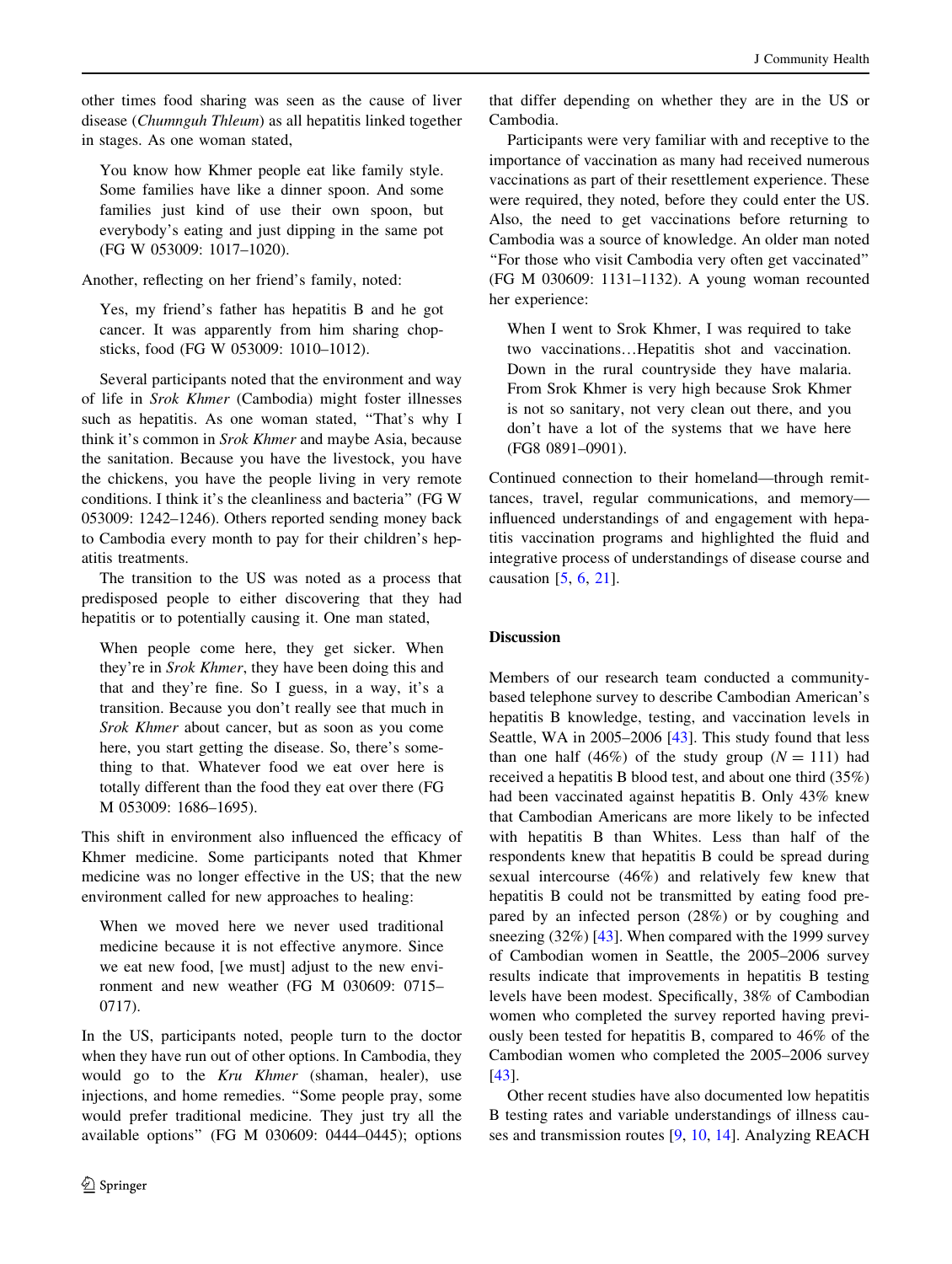other times food sharing was seen as the cause of liver disease (*Chumnguh Thleum*) as all hepatitis linked together in stages. As one woman stated,

> You know how Khmer people eat like family style. Some families have like a dinner spoon. And some families just kind of use their own spoon, but everybody's eating and just dipping in the same pot (FG W 053009: 1017–1020).

Another, reflecting on her friend's family, noted:

> Yes, my friend's father has hepatitis B and he got cancer. It was apparently from him sharing chopsticks, food (FG W 053009: 1010–1012).

Several participants noted that the environment and way of life in *Srok Khmer* (Cambodia) might foster illnesses such as hepatitis. As one woman stated, "That's why I think it's common in *Srok Khmer* and maybe Asia, because the sanitation. Because you have the livestock, you have the chickens, you have the people living in very remote conditions. I think it's the cleanliness and bacteria" (FG W 053009: 1242–1246). Others reported sending money back to Cambodia every month to pay for their children's hepatitis treatments.

The transition to the US was noted as a process that predisposed people to either discovering that they had hepatitis or to potentially causing it. One man stated,

> When people come here, they get sicker. When they're in *Srok Khmer*, they have been doing this and that and they're fine. So I guess, in a way, it's a transition. Because you don't really see that much in *Srok Khmer* about cancer, but as soon as you come here, you start getting the disease. So, there's something to that. Whatever food we eat over here is totally different than the food they eat over there (FG M 053009: 1686–1695).

This shift in environment also influenced the efficacy of Khmer medicine. Some participants noted that Khmer medicine was no longer effective in the US; that the new environment called for new approaches to healing:

> When we moved here we never used traditional medicine because it is not effective anymore. Since we eat new food, [we must] adjust to the new environment and new weather (FG M 030609: 0715–0717).

In the US, participants noted, people turn to the doctor when they have run out of other options. In Cambodia, they would go to the *Kru Khmer* (shaman, healer), use injections, and home remedies. "Some people pray, some would prefer traditional medicine. They just try all the available options" (FG M 030609: 0444–0445); options that differ depending on whether they are in the US or Cambodia.

Participants were very familiar with and receptive to the importance of vaccination as many had received numerous vaccinations as part of their resettlement experience. These were required, they noted, before they could enter the US. Also, the need to get vaccinations before returning to Cambodia was a source of knowledge. An older man noted "For those who visit Cambodia very often get vaccinated" (FG M 030609: 1131–1132). A young woman recounted her experience:

> When I went to Srok Khmer, I was required to take two vaccinations…Hepatitis shot and vaccination. Down in the rural countryside they have malaria. From Srok Khmer is very high because Srok Khmer is not so sanitary, not very clean out there, and you don't have a lot of the systems that we have here (FG8 0891–0901).

Continued connection to their homeland—through remittances, travel, regular communications, and memory—influenced understandings of and engagement with hepatitis vaccination programs and highlighted the fluid and integrative process of understandings of disease course and causation [5, 6, 21].

## Discussion

Members of our research team conducted a community-based telephone survey to describe Cambodian American's hepatitis B knowledge, testing, and vaccination levels in Seattle, WA in 2005–2006 [43]. This study found that less than one half (46%) of the study group ($N = 111$) had received a hepatitis B blood test, and about one third (35%) had been vaccinated against hepatitis B. Only 43% knew that Cambodian Americans are more likely to be infected with hepatitis B than Whites. Less than half of the respondents knew that hepatitis B could be spread during sexual intercourse (46%) and relatively few knew that hepatitis B could not be transmitted by eating food prepared by an infected person (28%) or by coughing and sneezing (32%) [43]. When compared with the 1999 survey of Cambodian women in Seattle, the 2005–2006 survey results indicate that improvements in hepatitis B testing levels have been modest. Specifically, 38% of Cambodian women who completed the survey reported having previously been tested for hepatitis B, compared to 46% of the Cambodian women who completed the 2005–2006 survey [43].

Other recent studies have also documented low hepatitis B testing rates and variable understandings of illness causes and transmission routes [9, 10, 14]. Analyzing REACH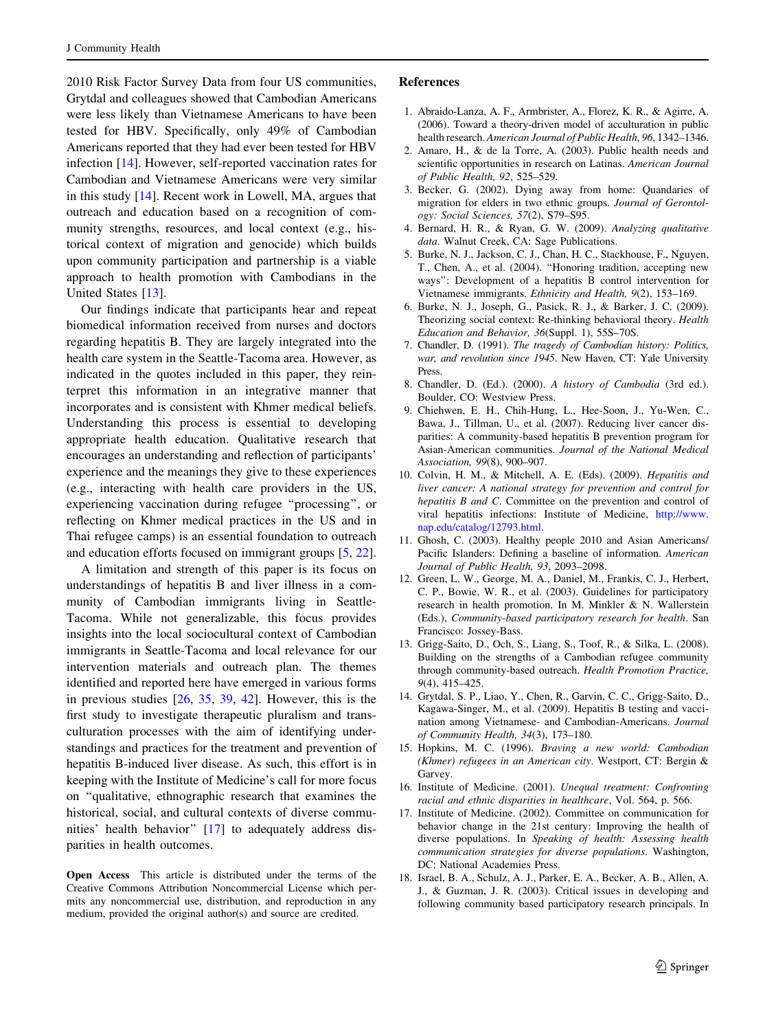2010 Risk Factor Survey Data from four US communities, Grytdal and colleagues showed that Cambodian Americans were less likely than Vietnamese Americans to have been tested for HBV. Specifically, only 49% of Cambodian Americans reported that they had ever been tested for HBV infection [14]. However, self-reported vaccination rates for Cambodian and Vietnamese Americans were very similar in this study [14]. Recent work in Lowell, MA, argues that outreach and education based on a recognition of community strengths, resources, and local context (e.g., historical context of migration and genocide) which builds upon community participation and partnership is a viable approach to health promotion with Cambodians in the United States [13].

Our findings indicate that participants hear and repeat biomedical information received from nurses and doctors regarding hepatitis B. They are largely integrated into the health care system in the Seattle-Tacoma area. However, as indicated in the quotes included in this paper, they reinterpret this information in an integrative manner that incorporates and is consistent with Khmer medical beliefs. Understanding this process is essential to developing appropriate health education. Qualitative research that encourages an understanding and reflection of participants' experience and the meanings they give to these experiences (e.g., interacting with health care providers in the US, experiencing vaccination during refugee "processing", or reflecting on Khmer medical practices in the US and in Thai refugee camps) is an essential foundation to outreach and education efforts focused on immigrant groups [5, 22].

A limitation and strength of this paper is its focus on understandings of hepatitis B and liver illness in a community of Cambodian immigrants living in Seattle-Tacoma. While not generalizable, this focus provides insights into the local sociocultural context of Cambodian immigrants in Seattle-Tacoma and local relevance for our intervention materials and outreach plan. The themes identified and reported here have emerged in various forms in previous studies [26, 35, 39, 42]. However, this is the first study to investigate therapeutic pluralism and transculturation processes with the aim of identifying understandings and practices for the treatment and prevention of hepatitis B-induced liver disease. As such, this effort is in keeping with the Institute of Medicine's call for more focus on "qualitative, ethnographic research that examines the historical, social, and cultural contexts of diverse communities' health behavior" [17] to adequately address disparities in health outcomes.

**Open Access** This article is distributed under the terms of the Creative Commons Attribution Noncommercial License which permits any noncommercial use, distribution, and reproduction in any medium, provided the original author(s) and source are credited.

## References

1. Abraido-Lanza, A. F., Armbrister, A., Florez, K. R., & Agirre, A. (2006). Toward a theory-driven model of acculturation in public health research. *American Journal of Public Health, 96*, 1342–1346.
2. Amaro, H., & de la Torre, A. (2003). Public health needs and scientific opportunities in research on Latinas. *American Journal of Public Health, 92*, 525–529.
3. Becker, G. (2002). Dying away from home: Quandaries of migration for elders in two ethnic groups. *Journal of Gerontology: Social Sciences, 57*(2), S79–S95.
4. Bernard, H. R., & Ryan, G. W. (2009). *Analyzing qualitative data*. Walnut Creek, CA: Sage Publications.
5. Burke, N. J., Jackson, C. J., Chan, H. C., Stackhouse, F., Nguyen, T., Chen, A., et al. (2004). "Honoring tradition, accepting new ways": Development of a hepatitis B control intervention for Vietnamese immigrants. *Ethnicity and Health, 9*(2), 153–169.
6. Burke, N. J., Joseph, G., Pasick, R. J., & Barker, J. C. (2009). Theorizing social context: Re-thinking behavioral theory. *Health Education and Behavior, 36*(Suppl. 1), 55S–70S.
7. Chandler, D. (1991). *The tragedy of Cambodian history: Politics, war, and revolution since 1945*. New Haven, CT: Yale University Press.
8. Chandler, D. (Ed.). (2000). *A history of Cambodia* (3rd ed.). Boulder, CO: Westview Press.
9. Chiehwen, E. H., Chih-Hung, L., Hee-Soon, J., Yu-Wen, C., Bawa, J., Tillman, U., et al. (2007). Reducing liver cancer disparities: A community-based hepatitis B prevention program for Asian-American communities. *Journal of the National Medical Association, 99*(8), 900–907.
10. Colvin, H. M., & Mitchell, A. E. (Eds). (2009). *Hepatitis and liver cancer: A national strategy for prevention and control for hepatitis B and C*. Committee on the prevention and control of viral hepatitis infections: Institute of Medicine, http://www.nap.edu/catalog/12793.html.
11. Ghosh, C. (2003). Healthy people 2010 and Asian Americans/Pacific Islanders: Defining a baseline of information. *American Journal of Public Health, 93*, 2093–2098.
12. Green, L. W., George, M. A., Daniel, M., Frankis, C. J., Herbert, C. P., Bowie, W. R., et al. (2003). Guidelines for participatory research in health promotion. In M. Minkler & N. Wallerstein (Eds.), *Community-based participatory research for health*. San Francisco: Jossey-Bass.
13. Grigg-Saito, D., Och, S., Liang, S., Toof, R., & Silka, L. (2008). Building on the strengths of a Cambodian refugee community through community-based outreach. *Health Promotion Practice, 9*(4), 415–425.
14. Grytdal, S. P., Liao, Y., Chen, R., Garvin, C. C., Grigg-Saito, D., Kagawa-Singer, M., et al. (2009). Hepatitis B testing and vaccination among Vietnamese- and Cambodian-Americans. *Journal of Community Health, 34*(3), 173–180.
15. Hopkins, M. C. (1996). *Braving a new world: Cambodian (Khmer) refugees in an American city*. Westport, CT: Bergin & Garvey.
16. Institute of Medicine. (2001). *Unequal treatment: Confronting racial and ethnic disparities in healthcare*, Vol. 564, p. 566.
17. Institute of Medicine. (2002). Committee on communication for behavior change in the 21st century: Improving the health of diverse populations. In *Speaking of health: Assessing health communication strategies for diverse populations*. Washington, DC: National Academies Press.
18. Israel, B. A., Schulz, A. J., Parker, E. A., Becker, A. B., Allen, A. J., & Guzman, J. R. (2003). Critical issues in developing and following community based participatory research principals. In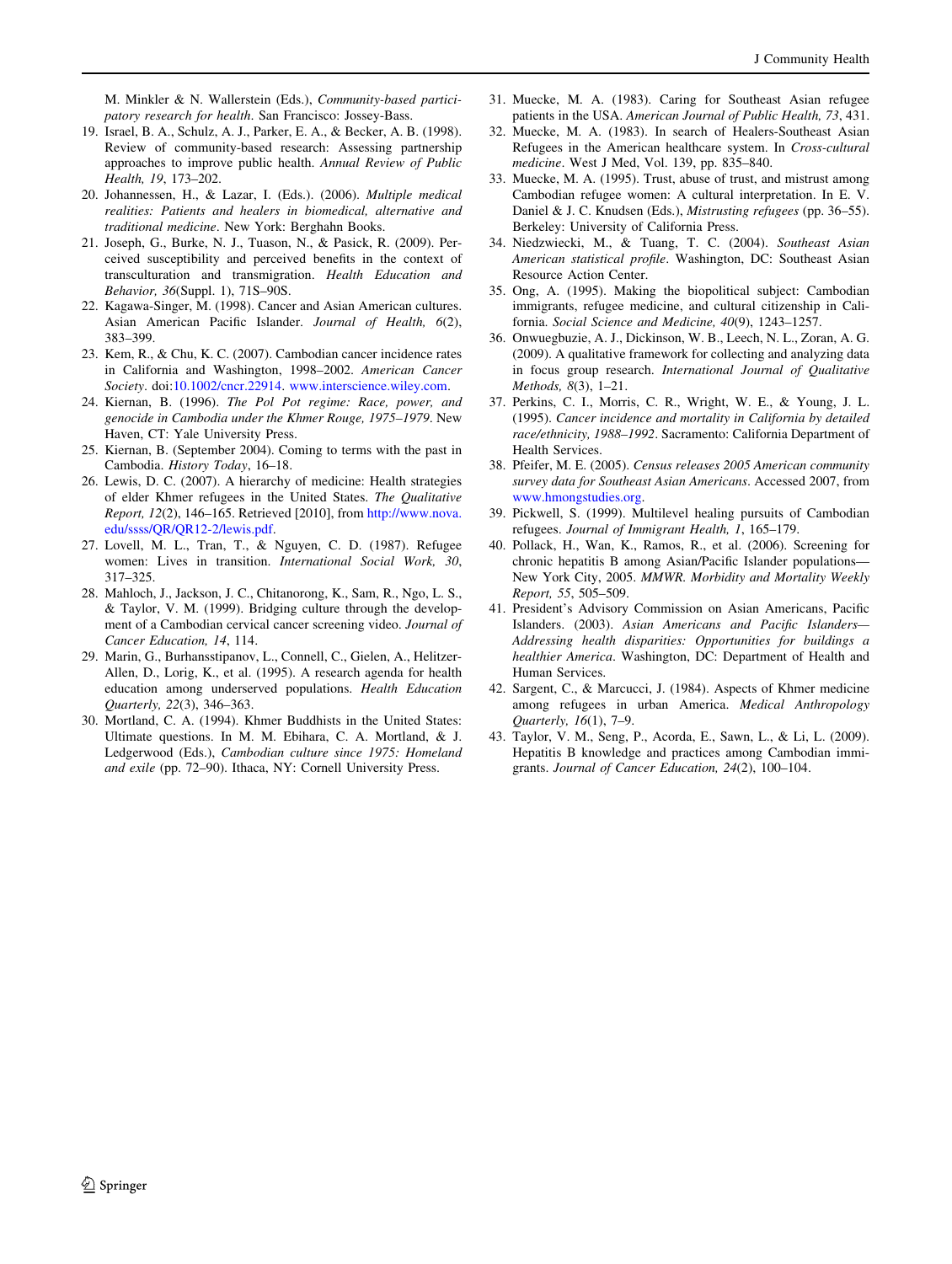M. Minkler & N. Wallerstein (Eds.), *Community-based participatory research for health*. San Francisco: Jossey-Bass.

19. Israel, B. A., Schulz, A. J., Parker, E. A., & Becker, A. B. (1998). Review of community-based research: Assessing partnership approaches to improve public health. *Annual Review of Public Health, 19*, 173–202.
20. Johannessen, H., & Lazar, I. (Eds.). (2006). *Multiple medical realities: Patients and healers in biomedical, alternative and traditional medicine*. New York: Berghahn Books.
21. Joseph, G., Burke, N. J., Tuason, N., & Pasick, R. (2009). Perceived susceptibility and perceived benefits in the context of transculturation and transmigration. *Health Education and Behavior, 36*(Suppl. 1), 71S–90S.
22. Kagawa-Singer, M. (1998). Cancer and Asian American cultures. Asian American Pacific Islander. *Journal of Health, 6*(2), 383–399.
23. Kem, R., & Chu, K. C. (2007). Cambodian cancer incidence rates in California and Washington, 1998–2002. *American Cancer Society*. doi:10.1002/cncr.22914. www.interscience.wiley.com.
24. Kiernan, B. (1996). *The Pol Pot regime: Race, power, and genocide in Cambodia under the Khmer Rouge, 1975–1979*. New Haven, CT: Yale University Press.
25. Kiernan, B. (September 2004). Coming to terms with the past in Cambodia. *History Today*, 16–18.
26. Lewis, D. C. (2007). A hierarchy of medicine: Health strategies of elder Khmer refugees in the United States. *The Qualitative Report, 12*(2), 146–165. Retrieved [2010], from http://www.nova.edu/ssss/QR/QR12-2/lewis.pdf.
27. Lovell, M. L., Tran, T., & Nguyen, C. D. (1987). Refugee women: Lives in transition. *International Social Work, 30*, 317–325.
28. Mahloch, J., Jackson, J. C., Chitanorong, K., Sam, R., Ngo, L. S., & Taylor, V. M. (1999). Bridging culture through the development of a Cambodian cervical cancer screening video. *Journal of Cancer Education, 14*, 114.
29. Marin, G., Burhansstipanov, L., Connell, C., Gielen, A., Helitzer-Allen, D., Lorig, K., et al. (1995). A research agenda for health education among underserved populations. *Health Education Quarterly, 22*(3), 346–363.
30. Mortland, C. A. (1994). Khmer Buddhists in the United States: Ultimate questions. In M. M. Ebihara, C. A. Mortland, & J. Ledgerwood (Eds.), *Cambodian culture since 1975: Homeland and exile* (pp. 72–90). Ithaca, NY: Cornell University Press.
31. Muecke, M. A. (1983). Caring for Southeast Asian refugee patients in the USA. *American Journal of Public Health, 73*, 431.
32. Muecke, M. A. (1983). In search of Healers-Southeast Asian Refugees in the American healthcare system. In *Cross-cultural medicine*. West J Med, Vol. 139, pp. 835–840.
33. Muecke, M. A. (1995). Trust, abuse of trust, and mistrust among Cambodian refugee women: A cultural interpretation. In E. V. Daniel & J. C. Knudsen (Eds.), *Mistrusting refugees* (pp. 36–55). Berkeley: University of California Press.
34. Niedzwiecki, M., & Tuang, T. C. (2004). *Southeast Asian American statistical profile*. Washington, DC: Southeast Asian Resource Action Center.
35. Ong, A. (1995). Making the biopolitical subject: Cambodian immigrants, refugee medicine, and cultural citizenship in California. *Social Science and Medicine, 40*(9), 1243–1257.
36. Onwuegbuzie, A. J., Dickinson, W. B., Leech, N. L., Zoran, A. G. (2009). A qualitative framework for collecting and analyzing data in focus group research. *International Journal of Qualitative Methods, 8*(3), 1–21.
37. Perkins, C. I., Morris, C. R., Wright, W. E., & Young, J. L. (1995). *Cancer incidence and mortality in California by detailed race/ethnicity, 1988–1992*. Sacramento: California Department of Health Services.
38. Pfeifer, M. E. (2005). *Census releases 2005 American community survey data for Southeast Asian Americans*. Accessed 2007, from www.hmongstudies.org.
39. Pickwell, S. (1999). Multilevel healing pursuits of Cambodian refugees. *Journal of Immigrant Health, 1*, 165–179.
40. Pollack, H., Wan, K., Ramos, R., et al. (2006). Screening for chronic hepatitis B among Asian/Pacific Islander populations—New York City, 2005. *MMWR. Morbidity and Mortality Weekly Report, 55*, 505–509.
41. President's Advisory Commission on Asian Americans, Pacific Islanders. (2003). *Asian Americans and Pacific Islanders—Addressing health disparities: Opportunities for buildings a healthier America*. Washington, DC: Department of Health and Human Services.
42. Sargent, C., & Marcucci, J. (1984). Aspects of Khmer medicine among refugees in urban America. *Medical Anthropology Quarterly, 16*(1), 7–9.
43. Taylor, V. M., Seng, P., Acorda, E., Sawn, L., & Li, L. (2009). Hepatitis B knowledge and practices among Cambodian immigrants. *Journal of Cancer Education, 24*(2), 100–104.